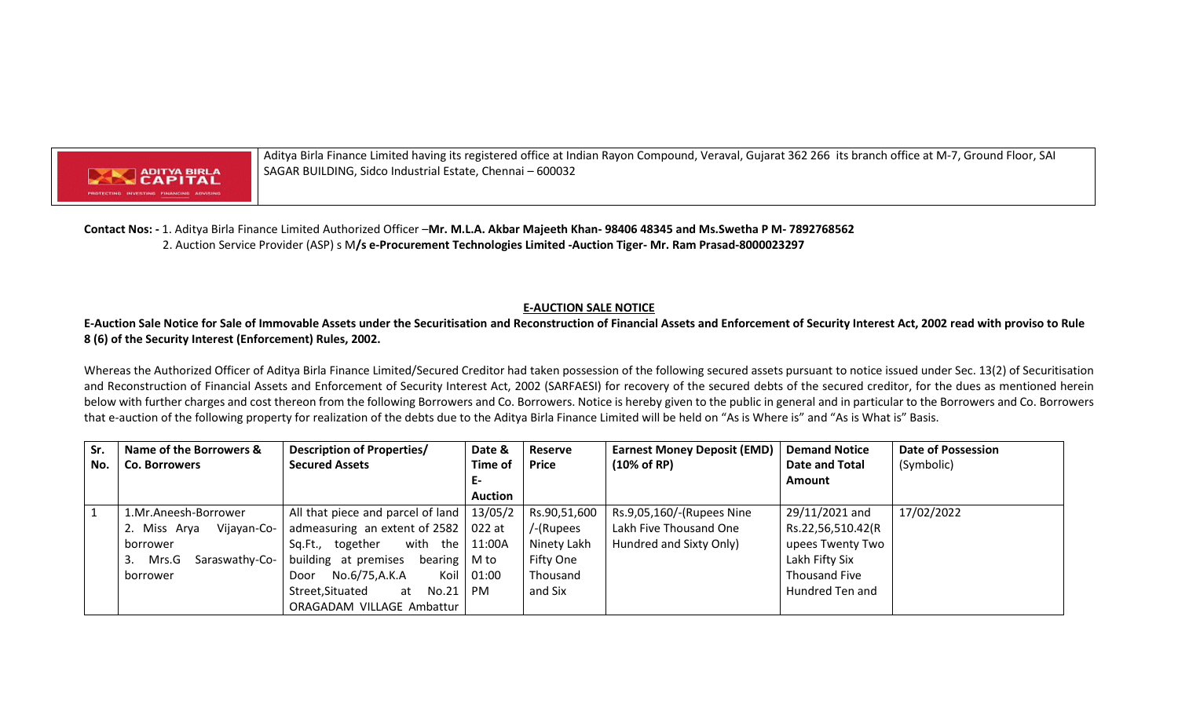ADITYA BIRLA CAPITAL
PROTECTING INVESTING FINANCING ADVISING

Aditya Birla Finance Limited having its registered office at Indian Rayon Compound, Veraval, Gujarat 362 266 its branch office at M-7, Ground Floor, SAI SAGAR BUILDING, Sidco Industrial Estate, Chennai – 600032

**Contact Nos: -** 1. Aditya Birla Finance Limited Authorized Officer –**Mr. M.L.A. Akbar Majeeth Khan- 98406 48345 and Ms.Swetha P M- 7892768562**
2. Auction Service Provider (ASP) s M**/s e-Procurement Technologies Limited -Auction Tiger- Mr. Ram Prasad-8000023297**

## E-AUCTION SALE NOTICE

**E-Auction Sale Notice for Sale of Immovable Assets under the Securitisation and Reconstruction of Financial Assets and Enforcement of Security Interest Act, 2002 read with proviso to Rule 8 (6) of the Security Interest (Enforcement) Rules, 2002.**

Whereas the Authorized Officer of Aditya Birla Finance Limited/Secured Creditor had taken possession of the following secured assets pursuant to notice issued under Sec. 13(2) of Securitisation and Reconstruction of Financial Assets and Enforcement of Security Interest Act, 2002 (SARFAESI) for recovery of the secured debts of the secured creditor, for the dues as mentioned herein below with further charges and cost thereon from the following Borrowers and Co. Borrowers. Notice is hereby given to the public in general and in particular to the Borrowers and Co. Borrowers that e-auction of the following property for realization of the debts due to the Aditya Birla Finance Limited will be held on "As is Where is" and "As is What is" Basis.

| Sr. No. | Name of the Borrowers & Co. Borrowers | Description of Properties/ Secured Assets | Date & Time of E-Auction | Reserve Price | Earnest Money Deposit (EMD) (10% of RP) | Demand Notice Date and Total Amount | Date of Possession (Symbolic) |
|---|---|---|---|---|---|---|---|
| 1 | 1.Mr.Aneesh-Borrower 2. Miss Arya Vijayan-Co-borrower 3. Mrs.G Saraswathy-Co-borrower | All that piece and parcel of land admeasuring an extent of 2582 Sq.Ft., together with the building at premises bearing Door No.6/75,A.K.A Koil Street,Situated at No.21 ORAGADAM VILLAGE Ambattur | 13/05/2022 at 11:00AM to 01:00 PM | Rs.90,51,600/-(Rupees Ninety Lakh Fifty One Thousand and Six | Rs.9,05,160/-(Rupees Nine Lakh Five Thousand One Hundred and Sixty Only) | 29/11/2021 and Rs.22,56,510.42(Rupees Twenty Two Lakh Fifty Six Thousand Five Hundred Ten and | 17/02/2022 |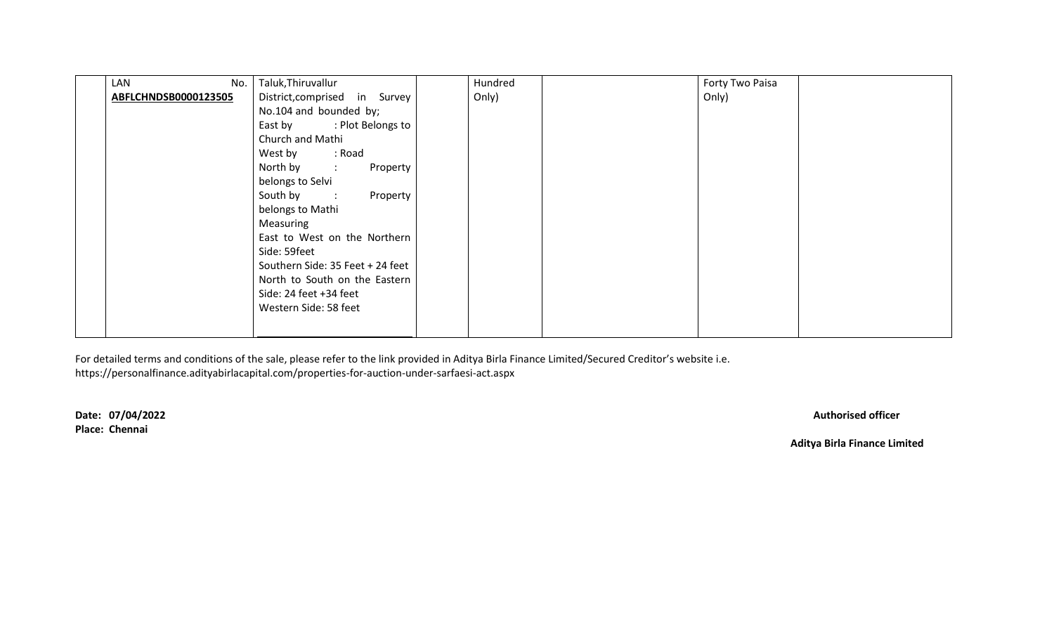| | | | | | | | |
|---|---|---|---|---|---|---|---|
| | LAN No. **ABFLCHNDSB0000123505** | Taluk,Thiruvallur District,comprised in Survey No.104 and bounded by;<br>East by : Plot Belongs to Church and Mathi<br>West by : Road<br>North by : Property belongs to Selvi<br>South by : Property belongs to Mathi<br>Measuring<br>East to West on the Northern Side: 59feet<br>Southern Side: 35 Feet + 24 feet<br>North to South on the Eastern Side: 24 feet +34 feet<br>Western Side: 58 feet | | Hundred Only) | | Forty Two Paisa Only) | |

For detailed terms and conditions of the sale, please refer to the link provided in Aditya Birla Finance Limited/Secured Creditor's website i.e. https://personalfinance.adityabirlacapital.com/properties-for-auction-under-sarfaesi-act.aspx

**Date: 07/04/2022**
**Place: Chennai**

**Authorised officer**

**Aditya Birla Finance Limited**